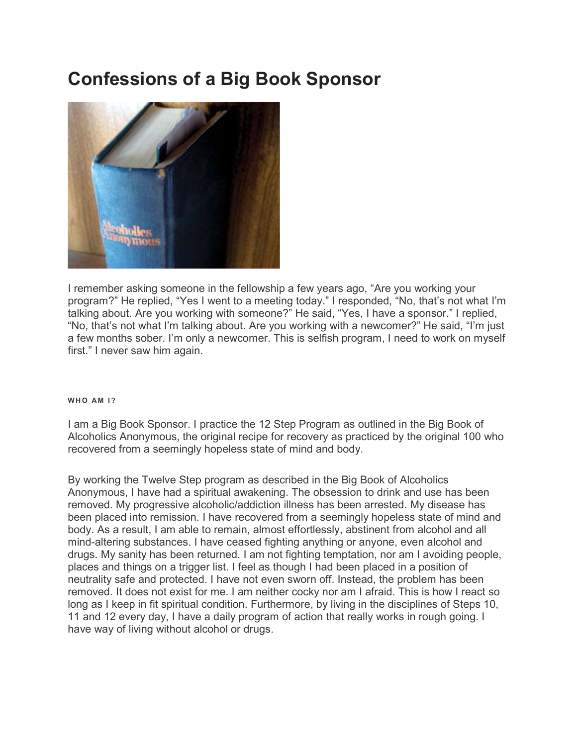# Confessions of a Big Book Sponsor

I remember asking someone in the fellowship a few years ago, "Are you working your program?" He replied, "Yes I went to a meeting today." I responded, "No, that's not what I'm talking about. Are you working with someone?" He said, "Yes, I have a sponsor." I replied, "No, that's not what I'm talking about. Are you working with a newcomer?" He said, "I'm just a few months sober. I'm only a newcomer. This is selfish program, I need to work on myself first." I never saw him again.

###### WHO AM I?

I am a Big Book Sponsor. I practice the 12 Step Program as outlined in the Big Book of Alcoholics Anonymous, the original recipe for recovery as practiced by the original 100 who recovered from a seemingly hopeless state of mind and body.

By working the Twelve Step program as described in the Big Book of Alcoholics Anonymous, I have had a spiritual awakening. The obsession to drink and use has been removed. My progressive alcoholic/addiction illness has been arrested. My disease has been placed into remission. I have recovered from a seemingly hopeless state of mind and body. As a result, I am able to remain, almost effortlessly, abstinent from alcohol and all mind-altering substances. I have ceased fighting anything or anyone, even alcohol and drugs. My sanity has been returned. I am not fighting temptation, nor am I avoiding people, places and things on a trigger list. I feel as though I had been placed in a position of neutrality safe and protected. I have not even sworn off. Instead, the problem has been removed. It does not exist for me. I am neither cocky nor am I afraid. This is how I react so long as I keep in fit spiritual condition. Furthermore, by living in the disciplines of Steps 10, 11 and 12 every day, I have a daily program of action that really works in rough going. I have way of living without alcohol or drugs.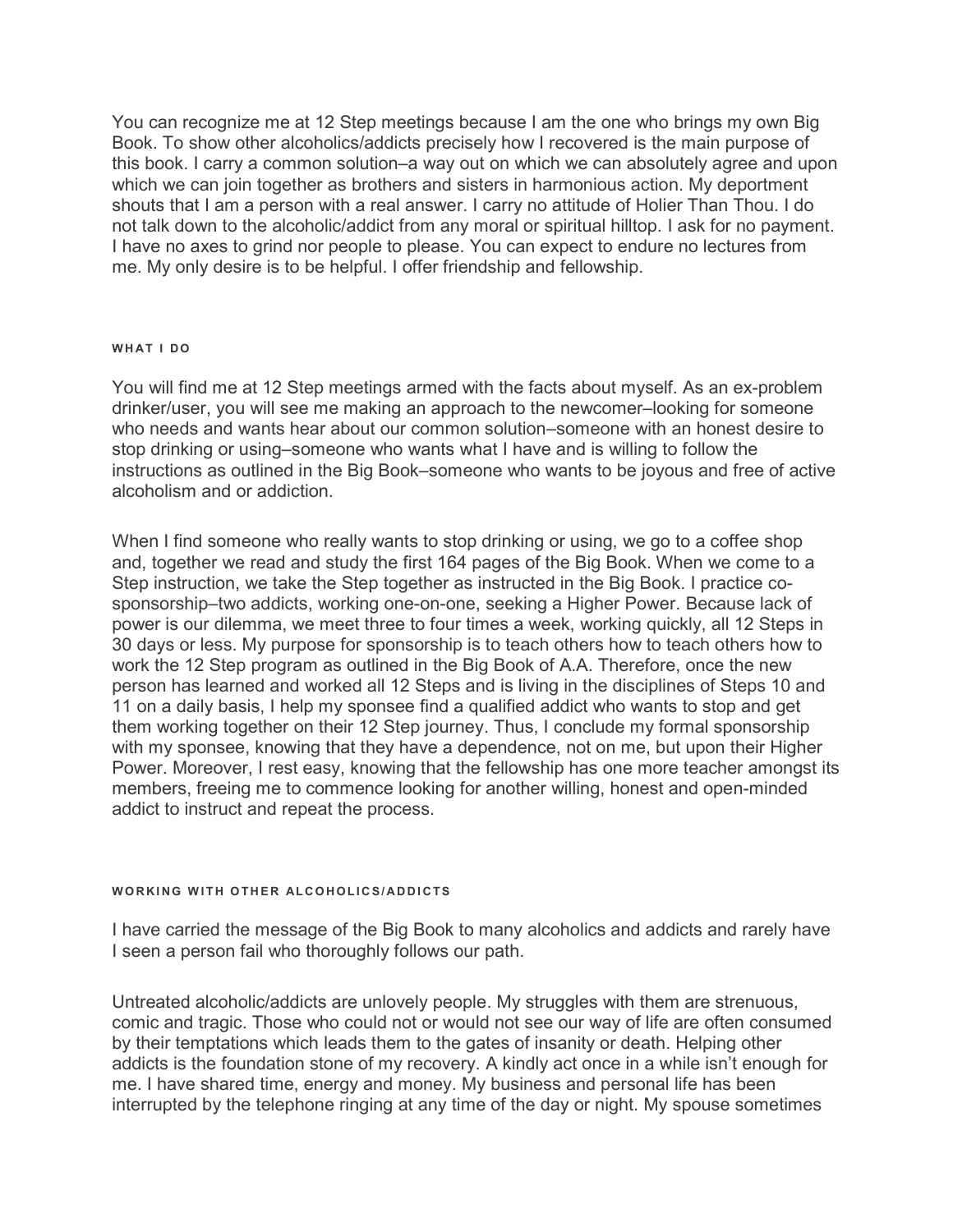You can recognize me at 12 Step meetings because I am the one who brings my own Big Book. To show other alcoholics/addicts precisely how I recovered is the main purpose of this book. I carry a common solution–a way out on which we can absolutely agree and upon which we can join together as brothers and sisters in harmonious action. My deportment shouts that I am a person with a real answer. I carry no attitude of Holier Than Thou. I do not talk down to the alcoholic/addict from any moral or spiritual hilltop. I ask for no payment. I have no axes to grind nor people to please. You can expect to endure no lectures from me. My only desire is to be helpful. I offer friendship and fellowship.

###### WHAT I DO

You will find me at 12 Step meetings armed with the facts about myself. As an ex-problem drinker/user, you will see me making an approach to the newcomer–looking for someone who needs and wants hear about our common solution–someone with an honest desire to stop drinking or using–someone who wants what I have and is willing to follow the instructions as outlined in the Big Book–someone who wants to be joyous and free of active alcoholism and or addiction.

When I find someone who really wants to stop drinking or using, we go to a coffee shop and, together we read and study the first 164 pages of the Big Book. When we come to a Step instruction, we take the Step together as instructed in the Big Book. I practice co-sponsorship–two addicts, working one-on-one, seeking a Higher Power. Because lack of power is our dilemma, we meet three to four times a week, working quickly, all 12 Steps in 30 days or less. My purpose for sponsorship is to teach others how to teach others how to work the 12 Step program as outlined in the Big Book of A.A. Therefore, once the new person has learned and worked all 12 Steps and is living in the disciplines of Steps 10 and 11 on a daily basis, I help my sponsee find a qualified addict who wants to stop and get them working together on their 12 Step journey. Thus, I conclude my formal sponsorship with my sponsee, knowing that they have a dependence, not on me, but upon their Higher Power. Moreover, I rest easy, knowing that the fellowship has one more teacher amongst its members, freeing me to commence looking for another willing, honest and open-minded addict to instruct and repeat the process.

###### WORKING WITH OTHER ALCOHOLICS/ADDICTS

I have carried the message of the Big Book to many alcoholics and addicts and rarely have I seen a person fail who thoroughly follows our path.

Untreated alcoholic/addicts are unlovely people. My struggles with them are strenuous, comic and tragic. Those who could not or would not see our way of life are often consumed by their temptations which leads them to the gates of insanity or death. Helping other addicts is the foundation stone of my recovery. A kindly act once in a while isn't enough for me. I have shared time, energy and money. My business and personal life has been interrupted by the telephone ringing at any time of the day or night. My spouse sometimes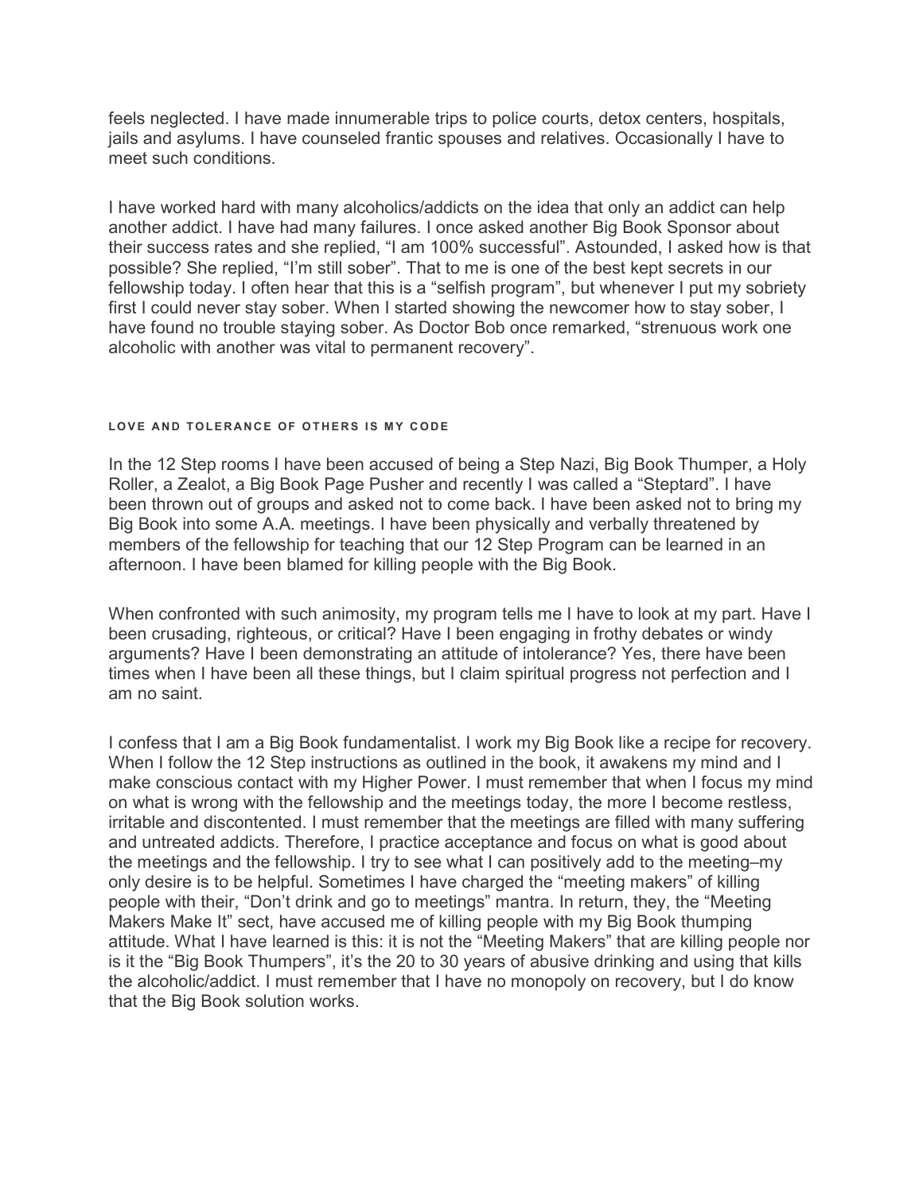feels neglected. I have made innumerable trips to police courts, detox centers, hospitals, jails and asylums. I have counseled frantic spouses and relatives. Occasionally I have to meet such conditions.

I have worked hard with many alcoholics/addicts on the idea that only an addict can help another addict. I have had many failures. I once asked another Big Book Sponsor about their success rates and she replied, "I am 100% successful". Astounded, I asked how is that possible? She replied, "I'm still sober". That to me is one of the best kept secrets in our fellowship today. I often hear that this is a "selfish program", but whenever I put my sobriety first I could never stay sober. When I started showing the newcomer how to stay sober, I have found no trouble staying sober. As Doctor Bob once remarked, "strenuous work one alcoholic with another was vital to permanent recovery".

##### LOVE AND TOLERANCE OF OTHERS IS MY CODE

In the 12 Step rooms I have been accused of being a Step Nazi, Big Book Thumper, a Holy Roller, a Zealot, a Big Book Page Pusher and recently I was called a "Steptard". I have been thrown out of groups and asked not to come back. I have been asked not to bring my Big Book into some A.A. meetings. I have been physically and verbally threatened by members of the fellowship for teaching that our 12 Step Program can be learned in an afternoon. I have been blamed for killing people with the Big Book.

When confronted with such animosity, my program tells me I have to look at my part. Have I been crusading, righteous, or critical? Have I been engaging in frothy debates or windy arguments? Have I been demonstrating an attitude of intolerance? Yes, there have been times when I have been all these things, but I claim spiritual progress not perfection and I am no saint.

I confess that I am a Big Book fundamentalist. I work my Big Book like a recipe for recovery. When I follow the 12 Step instructions as outlined in the book, it awakens my mind and I make conscious contact with my Higher Power. I must remember that when I focus my mind on what is wrong with the fellowship and the meetings today, the more I become restless, irritable and discontented. I must remember that the meetings are filled with many suffering and untreated addicts. Therefore, I practice acceptance and focus on what is good about the meetings and the fellowship. I try to see what I can positively add to the meeting–my only desire is to be helpful. Sometimes I have charged the "meeting makers" of killing people with their, "Don't drink and go to meetings" mantra. In return, they, the "Meeting Makers Make It" sect, have accused me of killing people with my Big Book thumping attitude. What I have learned is this: it is not the "Meeting Makers" that are killing people nor is it the "Big Book Thumpers", it's the 20 to 30 years of abusive drinking and using that kills the alcoholic/addict. I must remember that I have no monopoly on recovery, but I do know that the Big Book solution works.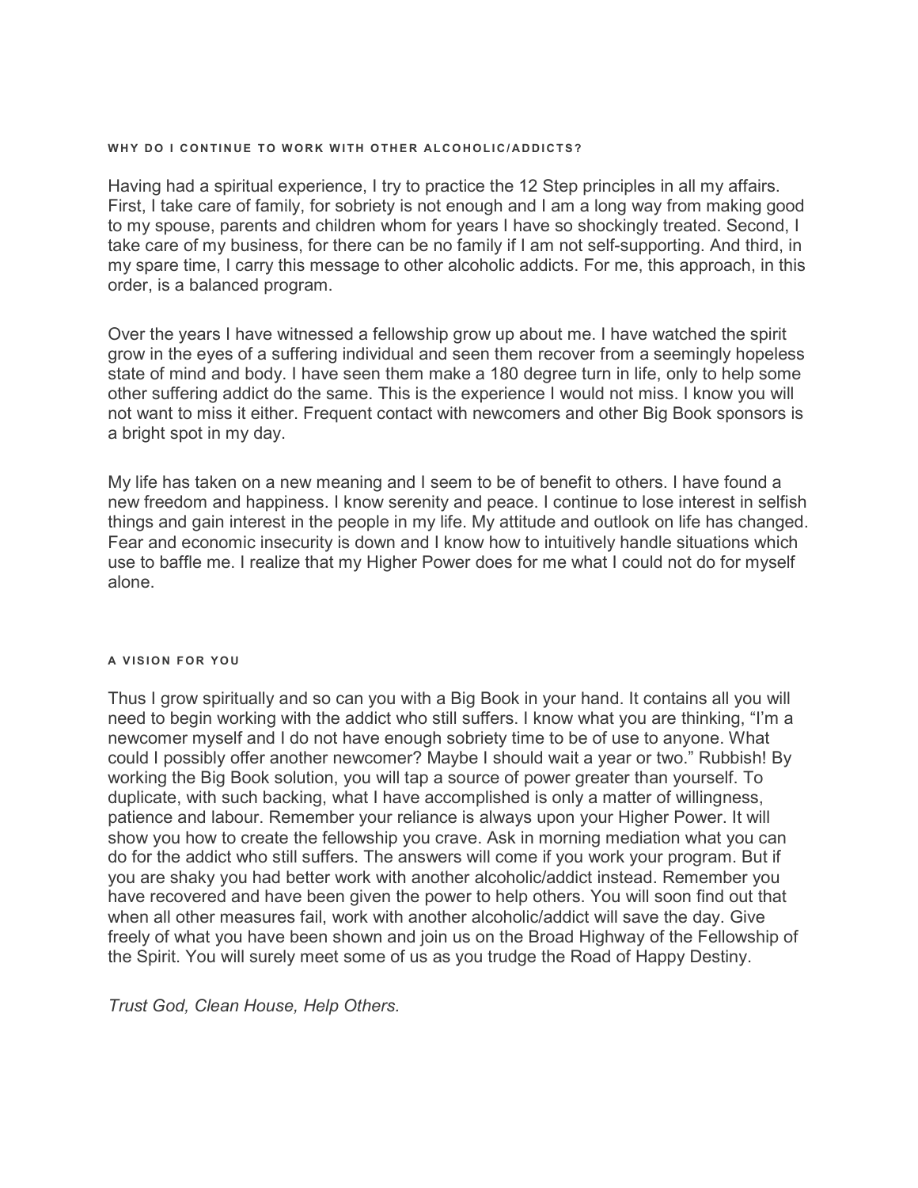#### WHY DO I CONTINUE TO WORK WITH OTHER ALCOHOLIC/ADDICTS?

Having had a spiritual experience, I try to practice the 12 Step principles in all my affairs. First, I take care of family, for sobriety is not enough and I am a long way from making good to my spouse, parents and children whom for years I have so shockingly treated. Second, I take care of my business, for there can be no family if I am not self-supporting. And third, in my spare time, I carry this message to other alcoholic addicts. For me, this approach, in this order, is a balanced program.

Over the years I have witnessed a fellowship grow up about me. I have watched the spirit grow in the eyes of a suffering individual and seen them recover from a seemingly hopeless state of mind and body. I have seen them make a 180 degree turn in life, only to help some other suffering addict do the same. This is the experience I would not miss. I know you will not want to miss it either. Frequent contact with newcomers and other Big Book sponsors is a bright spot in my day.

My life has taken on a new meaning and I seem to be of benefit to others. I have found a new freedom and happiness. I know serenity and peace. I continue to lose interest in selfish things and gain interest in the people in my life. My attitude and outlook on life has changed. Fear and economic insecurity is down and I know how to intuitively handle situations which use to baffle me. I realize that my Higher Power does for me what I could not do for myself alone.

#### A VISION FOR YOU

Thus I grow spiritually and so can you with a Big Book in your hand. It contains all you will need to begin working with the addict who still suffers. I know what you are thinking, "I'm a newcomer myself and I do not have enough sobriety time to be of use to anyone. What could I possibly offer another newcomer? Maybe I should wait a year or two." Rubbish! By working the Big Book solution, you will tap a source of power greater than yourself. To duplicate, with such backing, what I have accomplished is only a matter of willingness, patience and labour. Remember your reliance is always upon your Higher Power. It will show you how to create the fellowship you crave. Ask in morning mediation what you can do for the addict who still suffers. The answers will come if you work your program. But if you are shaky you had better work with another alcoholic/addict instead. Remember you have recovered and have been given the power to help others. You will soon find out that when all other measures fail, work with another alcoholic/addict will save the day. Give freely of what you have been shown and join us on the Broad Highway of the Fellowship of the Spirit. You will surely meet some of us as you trudge the Road of Happy Destiny.

*Trust God, Clean House, Help Others.*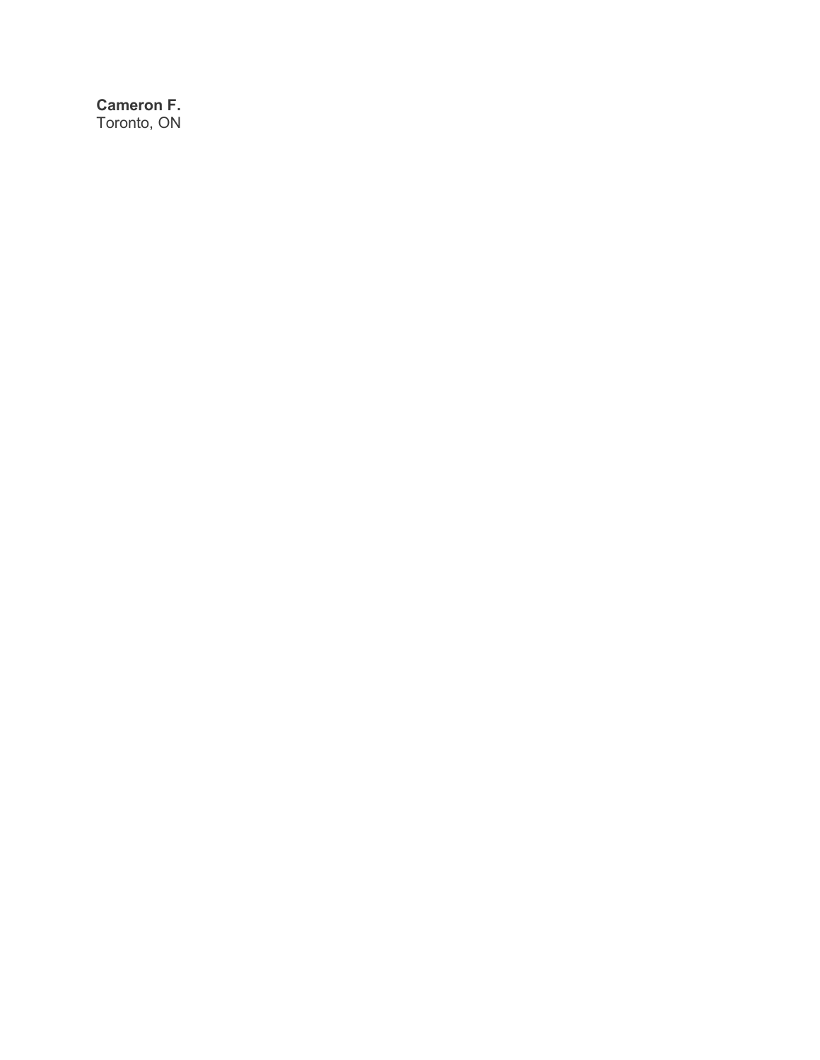**Cameron F.**
Toronto, ON